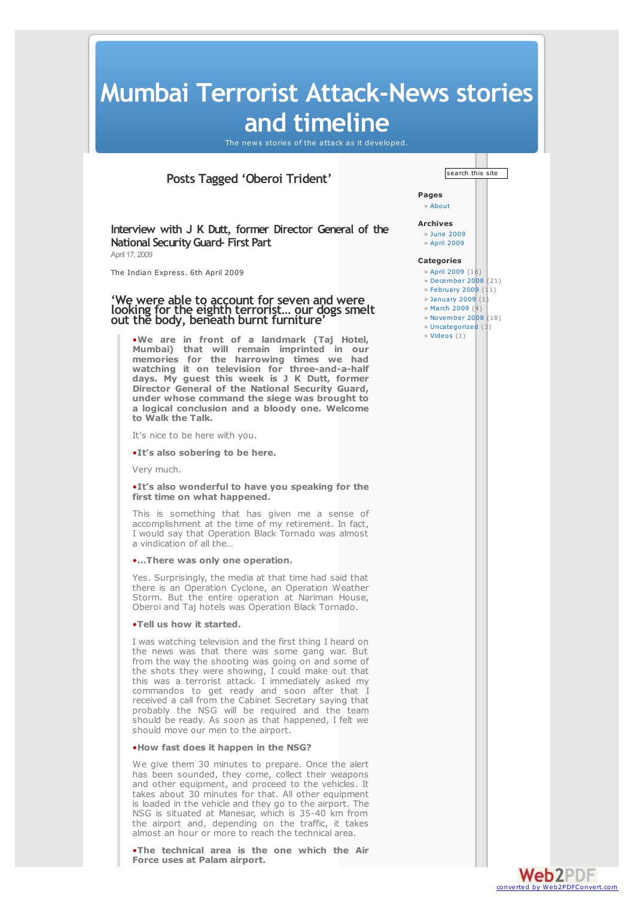# Mumbai Terrorist Attack-News stories and timeline

The news stories of the attack as it developed.

## Posts Tagged 'Oberoi Trident'

### Interview with J K Dutt, former Director General of the National Security Guard- First Part

April 17, 2009

The Indian Express. 6th April 2009

## 'We were able to account for seven and were looking for the eighth terrorist… our dogs smelt out the body, beneath burnt furniture'

> **•We are in front of a landmark (Taj Hotel, Mumbai) that will remain imprinted in our memories for the harrowing times we had watching it on television for three-and-a-half days. My guest this week is J K Dutt, former Director General of the National Security Guard, under whose command the siege was brought to a logical conclusion and a bloody one. Welcome to Walk the Talk.**
>
> It's nice to be here with you.
>
> **•It's also sobering to be here.**
>
> Very much.
>
> **•It's also wonderful to have you speaking for the first time on what happened.**
>
> This is something that has given me a sense of accomplishment at the time of my retirement. In fact, I would say that Operation Black Tornado was almost a vindication of all the…
>
> **•…There was only one operation.**
>
> Yes. Surprisingly, the media at that time had said that there is an Operation Cyclone, an Operation Weather Storm. But the entire operation at Nariman House, Oberoi and Taj hotels was Operation Black Tornado.
>
> **•Tell us how it started.**
>
> I was watching television and the first thing I heard on the news was that there was some gang war. But from the way the shooting was going on and some of the shots they were showing, I could make out that this was a terrorist attack. I immediately asked my commandos to get ready and soon after that I received a call from the Cabinet Secretary saying that probably the NSG will be required and the team should be ready. As soon as that happened, I felt we should move our men to the airport.
>
> **•How fast does it happen in the NSG?**
>
> We give them 30 minutes to prepare. Once the alert has been sounded, they come, collect their weapons and other equipment, and proceed to the vehicles. It takes about 30 minutes for that. All other equipment is loaded in the vehicle and they go to the airport. The NSG is situated at Manesar, which is 35-40 km from the airport and, depending on the traffic, it takes almost an hour or more to reach the technical area.
>
> **•The technical area is the one which the Air Force uses at Palam airport.**

search this site

**Pages**

- » About

**Archives**

- » June 2009
- » April 2009

**Categories**

- » April 2009 (16)
- » December 2008 (21)
- » February 2009 (11)
- » January 2009 (1)
- » March 2009 (4)
- » November 2008 (18)
- » Uncategorized (3)
- » Videos (1)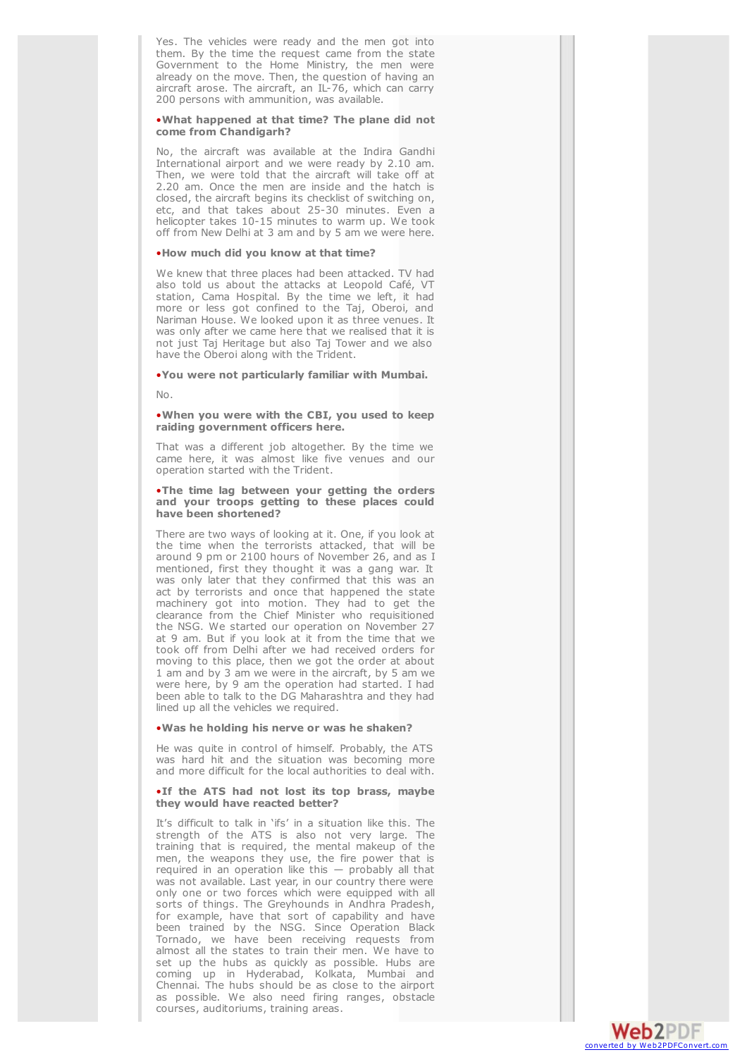Yes. The vehicles were ready and the men got into them. By the time the request came from the state Government to the Home Ministry, the men were already on the move. Then, the question of having an aircraft arose. The aircraft, an IL-76, which can carry 200 persons with ammunition, was available.

**•What happened at that time? The plane did not come from Chandigarh?**

No, the aircraft was available at the Indira Gandhi International airport and we were ready by 2.10 am. Then, we were told that the aircraft will take off at 2.20 am. Once the men are inside and the hatch is closed, the aircraft begins its checklist of switching on, etc, and that takes about 25-30 minutes. Even a helicopter takes 10-15 minutes to warm up. We took off from New Delhi at 3 am and by 5 am we were here.

**•How much did you know at that time?**

We knew that three places had been attacked. TV had also told us about the attacks at Leopold Café, VT station, Cama Hospital. By the time we left, it had more or less got confined to the Taj, Oberoi, and Nariman House. We looked upon it as three venues. It was only after we came here that we realised that it is not just Taj Heritage but also Taj Tower and we also have the Oberoi along with the Trident.

**•You were not particularly familiar with Mumbai.**

No.

**•When you were with the CBI, you used to keep raiding government officers here.**

That was a different job altogether. By the time we came here, it was almost like five venues and our operation started with the Trident.

**•The time lag between your getting the orders and your troops getting to these places could have been shortened?**

There are two ways of looking at it. One, if you look at the time when the terrorists attacked, that will be around 9 pm or 2100 hours of November 26, and as I mentioned, first they thought it was a gang war. It was only later that they confirmed that this was an act by terrorists and once that happened the state machinery got into motion. They had to get the clearance from the Chief Minister who requisitioned the NSG. We started our operation on November 27 at 9 am. But if you look at it from the time that we took off from Delhi after we had received orders for moving to this place, then we got the order at about 1 am and by 3 am we were in the aircraft, by 5 am we were here, by 9 am the operation had started. I had been able to talk to the DG Maharashtra and they had lined up all the vehicles we required.

**•Was he holding his nerve or was he shaken?**

He was quite in control of himself. Probably, the ATS was hard hit and the situation was becoming more and more difficult for the local authorities to deal with.

**•If the ATS had not lost its top brass, maybe they would have reacted better?**

It's difficult to talk in 'ifs' in a situation like this. The strength of the ATS is also not very large. The training that is required, the mental makeup of the men, the weapons they use, the fire power that is required in an operation like this — probably all that was not available. Last year, in our country there were only one or two forces which were equipped with all sorts of things. The Greyhounds in Andhra Pradesh, for example, have that sort of capability and have been trained by the NSG. Since Operation Black Tornado, we have been receiving requests from almost all the states to train their men. We have to set up the hubs as quickly as possible. Hubs are coming up in Hyderabad, Kolkata, Mumbai and Chennai. The hubs should be as close to the airport as possible. We also need firing ranges, obstacle courses, auditoriums, training areas.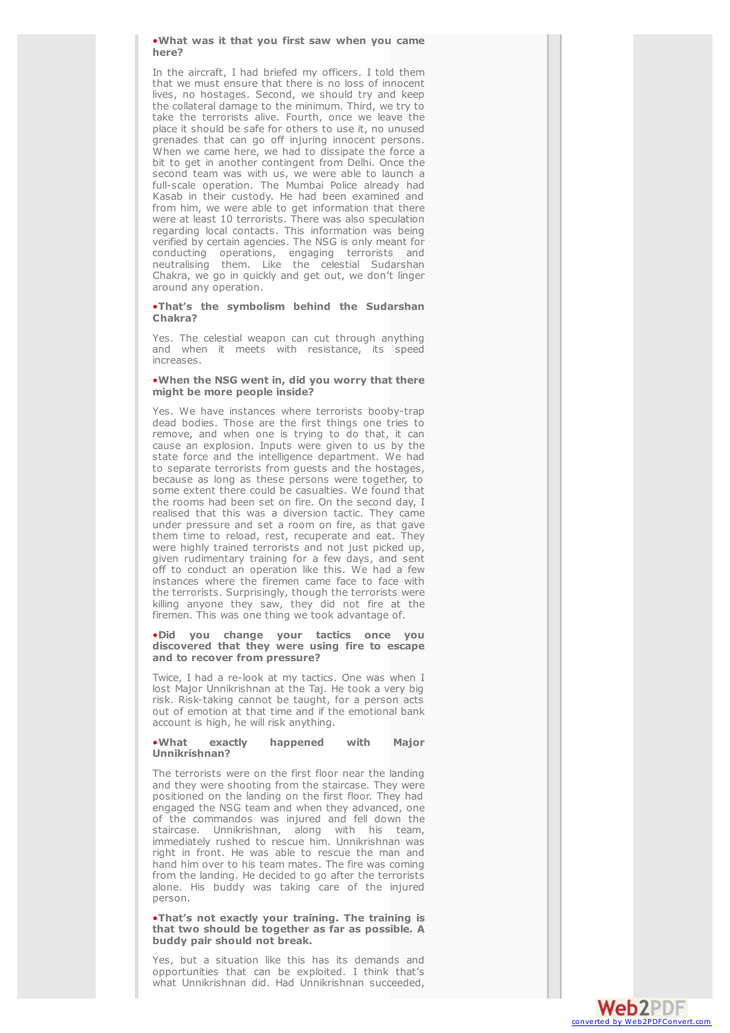**•What was it that you first saw when you came here?**

In the aircraft, I had briefed my officers. I told them that we must ensure that there is no loss of innocent lives, no hostages. Second, we should try and keep the collateral damage to the minimum. Third, we try to take the terrorists alive. Fourth, once we leave the place it should be safe for others to use it, no unused grenades that can go off injuring innocent persons. When we came here, we had to dissipate the force a bit to get in another contingent from Delhi. Once the second team was with us, we were able to launch a full-scale operation. The Mumbai Police already had Kasab in their custody. He had been examined and from him, we were able to get information that there were at least 10 terrorists. There was also speculation regarding local contacts. This information was being verified by certain agencies. The NSG is only meant for conducting operations, engaging terrorists and neutralising them. Like the celestial Sudarshan Chakra, we go in quickly and get out, we don't linger around any operation.

**•That's the symbolism behind the Sudarshan Chakra?**

Yes. The celestial weapon can cut through anything and when it meets with resistance, its speed increases.

**•When the NSG went in, did you worry that there might be more people inside?**

Yes. We have instances where terrorists booby-trap dead bodies. Those are the first things one tries to remove, and when one is trying to do that, it can cause an explosion. Inputs were given to us by the state force and the intelligence department. We had to separate terrorists from guests and the hostages, because as long as these persons were together, to some extent there could be casualties. We found that the rooms had been set on fire. On the second day, I realised that this was a diversion tactic. They came under pressure and set a room on fire, as that gave them time to reload, rest, recuperate and eat. They were highly trained terrorists and not just picked up, given rudimentary training for a few days, and sent off to conduct an operation like this. We had a few instances where the firemen came face to face with the terrorists. Surprisingly, though the terrorists were killing anyone they saw, they did not fire at the firemen. This was one thing we took advantage of.

**•Did you change your tactics once you discovered that they were using fire to escape and to recover from pressure?**

Twice, I had a re-look at my tactics. One was when I lost Major Unnikrishnan at the Taj. He took a very big risk. Risk-taking cannot be taught, for a person acts out of emotion at that time and if the emotional bank account is high, he will risk anything.

**•What exactly happened with Major Unnikrishnan?**

The terrorists were on the first floor near the landing and they were shooting from the staircase. They were positioned on the landing on the first floor. They had engaged the NSG team and when they advanced, one of the commandos was injured and fell down the staircase. Unnikrishnan, along with his team, immediately rushed to rescue him. Unnikrishnan was right in front. He was able to rescue the man and hand him over to his team mates. The fire was coming from the landing. He decided to go after the terrorists alone. His buddy was taking care of the injured person.

**•That's not exactly your training. The training is that two should be together as far as possible. A buddy pair should not break.**

Yes, but a situation like this has its demands and opportunities that can be exploited. I think that's what Unnikrishnan did. Had Unnikrishnan succeeded,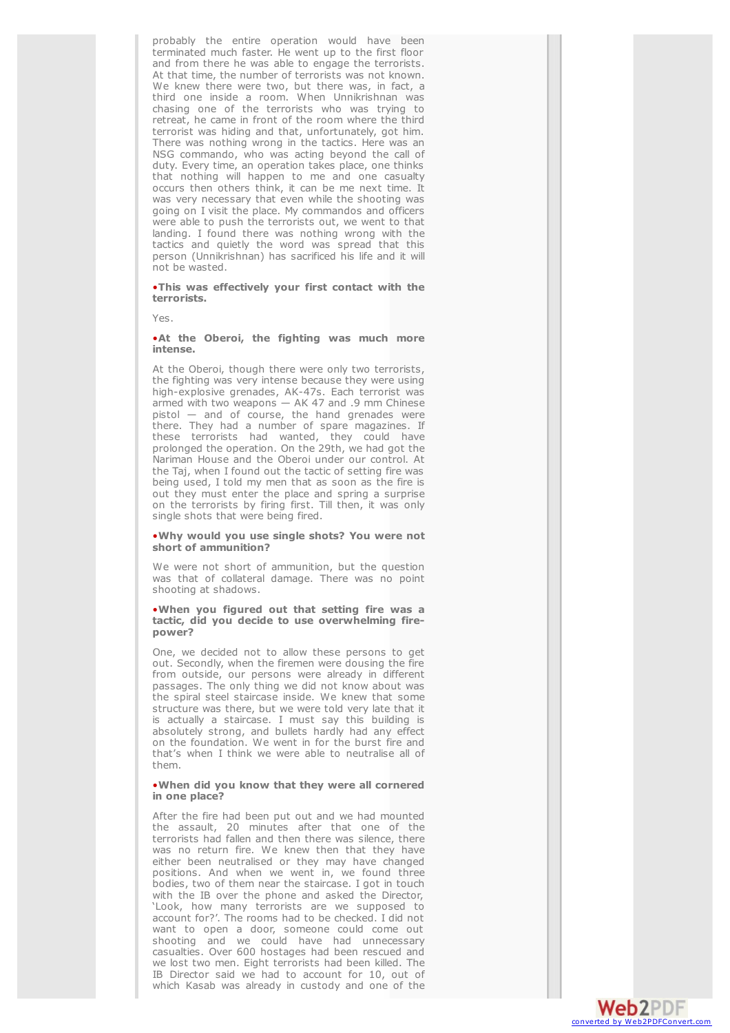probably the entire operation would have been terminated much faster. He went up to the first floor and from there he was able to engage the terrorists. At that time, the number of terrorists was not known. We knew there were two, but there was, in fact, a third one inside a room. When Unnikrishnan was chasing one of the terrorists who was trying to retreat, he came in front of the room where the third terrorist was hiding and that, unfortunately, got him. There was nothing wrong in the tactics. Here was an NSG commando, who was acting beyond the call of duty. Every time, an operation takes place, one thinks that nothing will happen to me and one casualty occurs then others think, it can be me next time. It was very necessary that even while the shooting was going on I visit the place. My commandos and officers were able to push the terrorists out, we went to that landing. I found there was nothing wrong with the tactics and quietly the word was spread that this person (Unnikrishnan) has sacrificed his life and it will not be wasted.

**•This was effectively your first contact with the terrorists.**

Yes.

**•At the Oberoi, the fighting was much more intense.**

At the Oberoi, though there were only two terrorists, the fighting was very intense because they were using high-explosive grenades, AK-47s. Each terrorist was armed with two weapons — AK 47 and .9 mm Chinese pistol — and of course, the hand grenades were there. They had a number of spare magazines. If these terrorists had wanted, they could have prolonged the operation. On the 29th, we had got the Nariman House and the Oberoi under our control. At the Taj, when I found out the tactic of setting fire was being used, I told my men that as soon as the fire is out they must enter the place and spring a surprise on the terrorists by firing first. Till then, it was only single shots that were being fired.

**•Why would you use single shots? You were not short of ammunition?**

We were not short of ammunition, but the question was that of collateral damage. There was no point shooting at shadows.

**•When you figured out that setting fire was a tactic, did you decide to use overwhelming fire-power?**

One, we decided not to allow these persons to get out. Secondly, when the firemen were dousing the fire from outside, our persons were already in different passages. The only thing we did not know about was the spiral steel staircase inside. We knew that some structure was there, but we were told very late that it is actually a staircase. I must say this building is absolutely strong, and bullets hardly had any effect on the foundation. We went in for the burst fire and that's when I think we were able to neutralise all of them.

**•When did you know that they were all cornered in one place?**

After the fire had been put out and we had mounted the assault, 20 minutes after that one of the terrorists had fallen and then there was silence, there was no return fire. We knew then that they have either been neutralised or they may have changed positions. And when we went in, we found three bodies, two of them near the staircase. I got in touch with the IB over the phone and asked the Director, 'Look, how many terrorists are we supposed to account for?'. The rooms had to be checked. I did not want to open a door, someone could come out shooting and we could have had unnecessary casualties. Over 600 hostages had been rescued and we lost two men. Eight terrorists had been killed. The IB Director said we had to account for 10, out of which Kasab was already in custody and one of the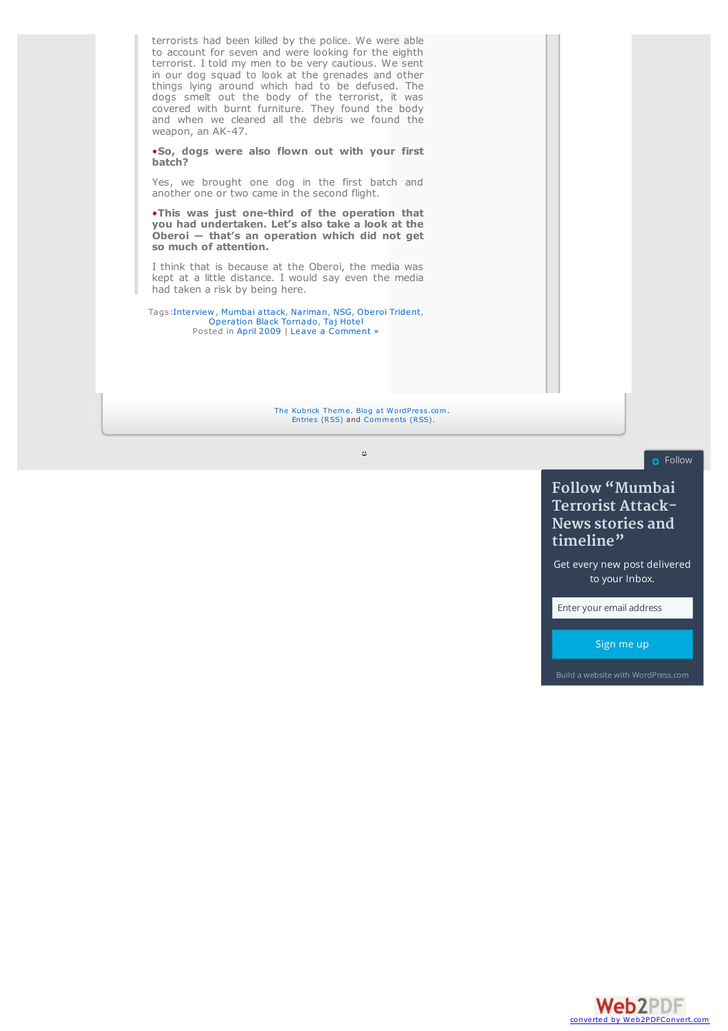terrorists had been killed by the police. We were able to account for seven and were looking for the eighth terrorist. I told my men to be very cautious. We sent in our dog squad to look at the grenades and other things lying around which had to be defused. The dogs smelt out the body of the terrorist, it was covered with burnt furniture. They found the body and when we cleared all the debris we found the weapon, an AK-47.

•**So, dogs were also flown out with your first batch?**

Yes, we brought one dog in the first batch and another one or two came in the second flight.

•**This was just one-third of the operation that you had undertaken. Let's also take a look at the Oberoi — that's an operation which did not get so much of attention.**

I think that is because at the Oberoi, the media was kept at a little distance. I would say even the media had taken a risk by being here.

Tags:Interview, Mumbai attack, Nariman, NSG, Oberoi Trident, Operation Black Tornado, Taj Hotel
Posted in April 2009 | Leave a Comment »

The Kubrick Theme. Blog at WordPress.com.
Entries (RSS) and Comments (RSS).

Follow

## Follow "Mumbai Terrorist Attack- News stories and timeline"

Get every new post delivered to your Inbox.

Enter your email address

Sign me up

Build a website with WordPress.com